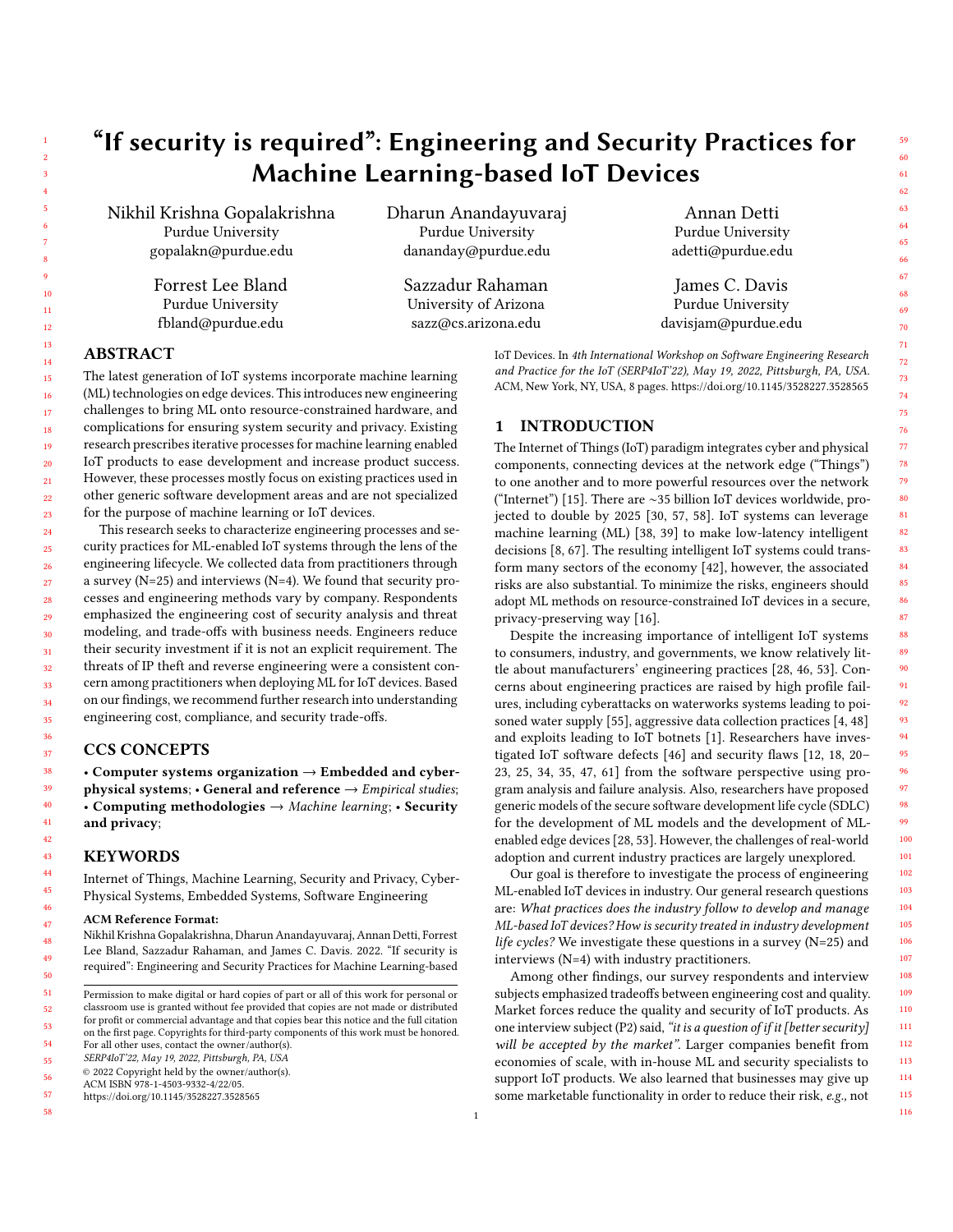# "If security is required": Engineering and Security Practices for Machine Learning-based IoT Devices

Nikhil Krishna Gopalakrishna
Purdue University
gopalakn@purdue.edu

Dharun Anandayuvaraj
Purdue University
dananday@purdue.edu

Annan Detti
Purdue University
adetti@purdue.edu

Forrest Lee Bland
Purdue University
fbland@purdue.edu

Sazzadur Rahaman
University of Arizona
sazz@cs.arizona.edu

James C. Davis
Purdue University
davisjam@purdue.edu

## ABSTRACT

The latest generation of IoT systems incorporate machine learning (ML) technologies on edge devices. This introduces new engineering challenges to bring ML onto resource-constrained hardware, and complications for ensuring system security and privacy. Existing research prescribes iterative processes for machine learning enabled IoT products to ease development and increase product success. However, these processes mostly focus on existing practices used in other generic software development areas and are not specialized for the purpose of machine learning or IoT devices.

This research seeks to characterize engineering processes and security practices for ML-enabled IoT systems through the lens of the engineering lifecycle. We collected data from practitioners through a survey (N=25) and interviews (N=4). We found that security processes and engineering methods vary by company. Respondents emphasized the engineering cost of security analysis and threat modeling, and trade-offs with business needs. Engineers reduce their security investment if it is not an explicit requirement. The threats of IP theft and reverse engineering were a consistent concern among practitioners when deploying ML for IoT devices. Based on our findings, we recommend further research into understanding engineering cost, compliance, and security trade-offs.

## CCS CONCEPTS

• **Computer systems organization** → **Embedded and cyber-physical systems**; • **General and reference** → *Empirical studies*; • **Computing methodologies** → *Machine learning*; • **Security and privacy**;

## KEYWORDS

Internet of Things, Machine Learning, Security and Privacy, Cyber-Physical Systems, Embedded Systems, Software Engineering

**ACM Reference Format:**
Nikhil Krishna Gopalakrishna, Dharun Anandayuvaraj, Annan Detti, Forrest Lee Bland, Sazzadur Rahaman, and James C. Davis. 2022. "If security is required": Engineering and Security Practices for Machine Learning-based IoT Devices. In *4th International Workshop on Software Engineering Research and Practice for the IoT (SERP4IoT'22), May 19, 2022, Pittsburgh, PA, USA.* ACM, New York, NY, USA, 8 pages. https://doi.org/10.1145/3528227.3528565

Permission to make digital or hard copies of part or all of this work for personal or classroom use is granted without fee provided that copies are not made or distributed for profit or commercial advantage and that copies bear this notice and the full citation on the first page. Copyrights for third-party components of this work must be honored. For all other uses, contact the owner/author(s).
*SERP4IoT'22, May 19, 2022, Pittsburgh, PA, USA*
© 2022 Copyright held by the owner/author(s).
ACM ISBN 978-1-4503-9332-4/22/05.
https://doi.org/10.1145/3528227.3528565

## 1 INTRODUCTION

The Internet of Things (IoT) paradigm integrates cyber and physical components, connecting devices at the network edge ("Things") to one another and to more powerful resources over the network ("Internet") [15]. There are ~35 billion IoT devices worldwide, projected to double by 2025 [30, 57, 58]. IoT systems can leverage machine learning (ML) [38, 39] to make low-latency intelligent decisions [8, 67]. The resulting intelligent IoT systems could transform many sectors of the economy [42], however, the associated risks are also substantial. To minimize the risks, engineers should adopt ML methods on resource-constrained IoT devices in a secure, privacy-preserving way [16].

Despite the increasing importance of intelligent IoT systems to consumers, industry, and governments, we know relatively little about manufacturers' engineering practices [28, 46, 53]. Concerns about engineering practices are raised by high profile failures, including cyberattacks on waterworks systems leading to poisoned water supply [55], aggressive data collection practices [4, 48] and exploits leading to IoT botnets [1]. Researchers have investigated IoT software defects [46] and security flaws [12, 18, 20–23, 25, 34, 35, 47, 61] from the software perspective using program analysis and failure analysis. Also, researchers have proposed generic models of the secure software development life cycle (SDLC) for the development of ML models and the development of ML-enabled edge devices [28, 53]. However, the challenges of real-world adoption and current industry practices are largely unexplored.

Our goal is therefore to investigate the process of engineering ML-enabled IoT devices in industry. Our general research questions are: *What practices does the industry follow to develop and manage ML-based IoT devices? How is security treated in industry development life cycles?* We investigate these questions in a survey (N=25) and interviews (N=4) with industry practitioners.

Among other findings, our survey respondents and interview subjects emphasized tradeoffs between engineering cost and quality. Market forces reduce the quality and security of IoT products. As one interview subject (P2) said, *"it is a question of if it [better security] will be accepted by the market"*. Larger companies benefit from economies of scale, with in-house ML and security specialists to support IoT products. We also learned that businesses may give up some marketable functionality in order to reduce their risk, *e.g.,* not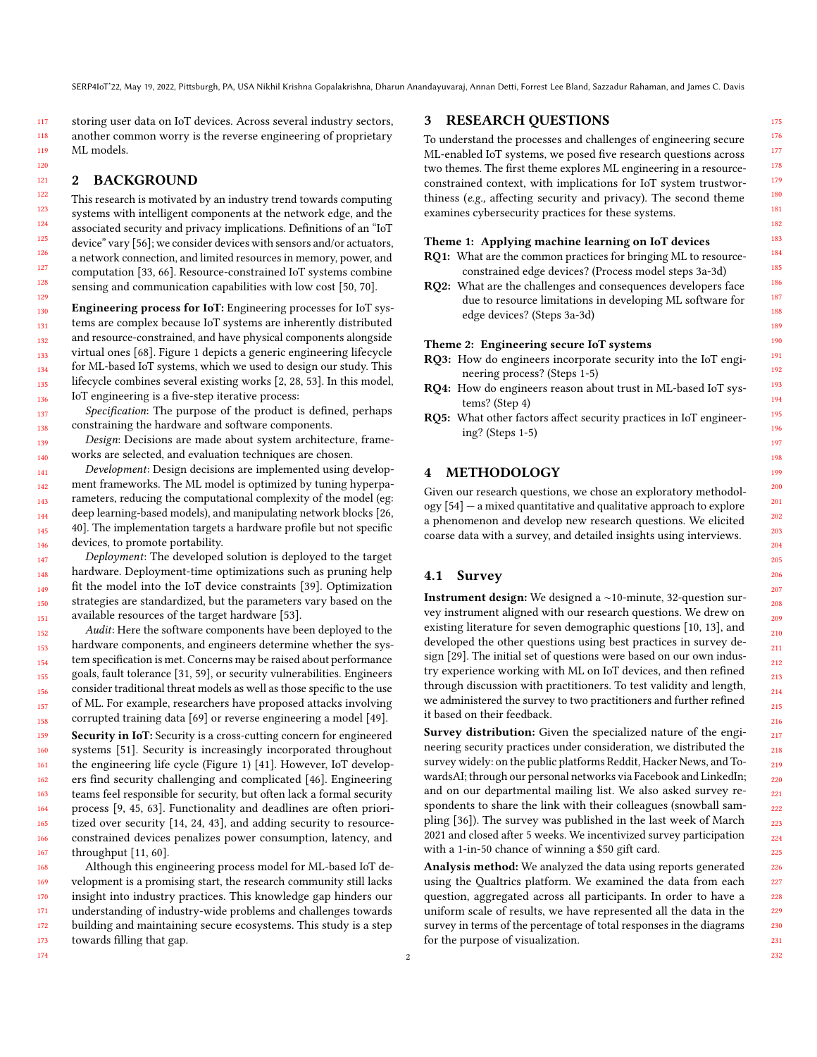storing user data on IoT devices. Across several industry sectors, another common worry is the reverse engineering of proprietary ML models.

## 2 BACKGROUND

This research is motivated by an industry trend towards computing systems with intelligent components at the network edge, and the associated security and privacy implications. Definitions of an "IoT device" vary [56]; we consider devices with sensors and/or actuators, a network connection, and limited resources in memory, power, and computation [33, 66]. Resource-constrained IoT systems combine sensing and communication capabilities with low cost [50, 70].

**Engineering process for IoT:** Engineering processes for IoT systems are complex because IoT systems are inherently distributed and resource-constrained, and have physical components alongside virtual ones [68]. Figure 1 depicts a generic engineering lifecycle for ML-based IoT systems, which we used to design our study. This lifecycle combines several existing works [2, 28, 53]. In this model, IoT engineering is a five-step iterative process:

*Specification*: The purpose of the product is defined, perhaps constraining the hardware and software components.

*Design*: Decisions are made about system architecture, frameworks are selected, and evaluation techniques are chosen.

*Development*: Design decisions are implemented using development frameworks. The ML model is optimized by tuning hyperparameters, reducing the computational complexity of the model (eg: deep learning-based models), and manipulating network blocks [26, 40]. The implementation targets a hardware profile but not specific devices, to promote portability.

*Deployment*: The developed solution is deployed to the target hardware. Deployment-time optimizations such as pruning help fit the model into the IoT device constraints [39]. Optimization strategies are standardized, but the parameters vary based on the available resources of the target hardware [53].

*Audit*: Here the software components have been deployed to the hardware components, and engineers determine whether the system specification is met. Concerns may be raised about performance goals, fault tolerance [31, 59], or security vulnerabilities. Engineers consider traditional threat models as well as those specific to the use of ML. For example, researchers have proposed attacks involving corrupted training data [69] or reverse engineering a model [49].

**Security in IoT:** Security is a cross-cutting concern for engineered systems [51]. Security is increasingly incorporated throughout the engineering life cycle (Figure 1) [41]. However, IoT developers find security challenging and complicated [46]. Engineering teams feel responsible for security, but often lack a formal security process [9, 45, 63]. Functionality and deadlines are often prioritized over security [14, 24, 43], and adding security to resource-constrained devices penalizes power consumption, latency, and throughput [11, 60].

Although this engineering process model for ML-based IoT development is a promising start, the research community still lacks insight into industry practices. This knowledge gap hinders our understanding of industry-wide problems and challenges towards building and maintaining secure ecosystems. This study is a step towards filling that gap.

## 3 RESEARCH QUESTIONS

To understand the processes and challenges of engineering secure ML-enabled IoT systems, we posed five research questions across two themes. The first theme explores ML engineering in a resource-constrained context, with implications for IoT system trustworthiness (*e.g.,* affecting security and privacy). The second theme examines cybersecurity practices for these systems.

**Theme 1: Applying machine learning on IoT devices**

- **RQ1:** What are the common practices for bringing ML to resource-constrained edge devices? (Process model steps 3a-3d)
- **RQ2:** What are the challenges and consequences developers face due to resource limitations in developing ML software for edge devices? (Steps 3a-3d)

**Theme 2: Engineering secure IoT systems**

- **RQ3:** How do engineers incorporate security into the IoT engineering process? (Steps 1-5)
- **RQ4:** How do engineers reason about trust in ML-based IoT systems? (Step 4)
- **RQ5:** What other factors affect security practices in IoT engineering? (Steps 1-5)

## 4 METHODOLOGY

Given our research questions, we chose an exploratory methodology [54] — a mixed quantitative and qualitative approach to explore a phenomenon and develop new research questions. We elicited coarse data with a survey, and detailed insights using interviews.

### 4.1 Survey

**Instrument design:** We designed a ∼10-minute, 32-question survey instrument aligned with our research questions. We drew on existing literature for seven demographic questions [10, 13], and developed the other questions using best practices in survey design [29]. The initial set of questions were based on our own industry experience working with ML on IoT devices, and then refined through discussion with practitioners. To test validity and length, we administered the survey to two practitioners and further refined it based on their feedback.

**Survey distribution:** Given the specialized nature of the engineering security practices under consideration, we distributed the survey widely: on the public platforms Reddit, Hacker News, and TowardsAI; through our personal networks via Facebook and LinkedIn; and on our departmental mailing list. We also asked survey respondents to share the link with their colleagues (snowball sampling [36]). The survey was published in the last week of March 2021 and closed after 5 weeks. We incentivized survey participation with a 1-in-50 chance of winning a $50 gift card.

**Analysis method:** We analyzed the data using reports generated using the Qualtrics platform. We examined the data from each question, aggregated across all participants. In order to have a uniform scale of results, we have represented all the data in the survey in terms of the percentage of total responses in the diagrams for the purpose of visualization.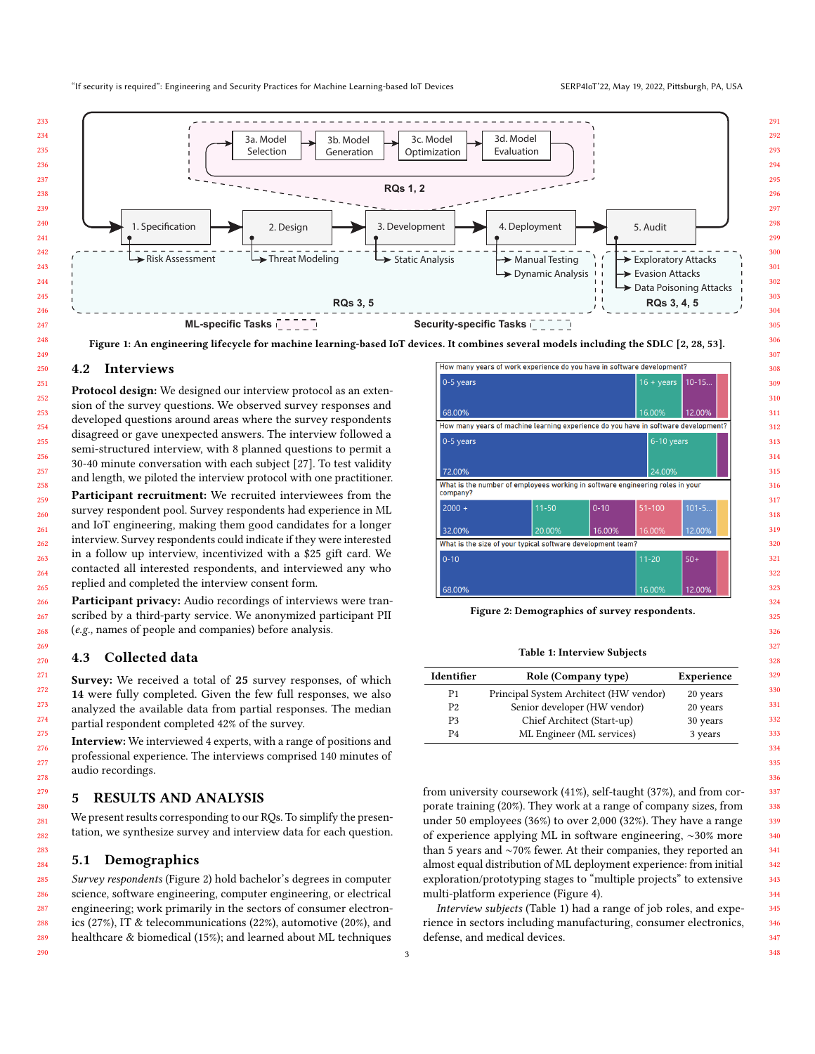1. Specification
2. Design
3. Development
4. Deployment
5. Audit
3a. Model Selection
3b. Model Generation
3c. Model Optimization
3d. Model Evaluation
RQs 1, 2
Risk Assessment
Threat Modeling
Static Analysis
Manual Testing
Dynamic Analysis
Exploratory Attacks
Evasion Attacks
Data Poisoning Attacks
RQs 3, 5
RQs 3, 4, 5
ML-specific Tasks
Security-specific Tasks

**Figure 1: An engineering lifecycle for machine learning-based IoT devices. It combines several models including the SDLC [2, 28, 53].**

## 4.2 Interviews

**Protocol design:** We designed our interview protocol as an extension of the survey questions. We observed survey responses and developed questions around areas where the survey respondents disagreed or gave unexpected answers. The interview followed a semi-structured interview, with 8 planned questions to permit a 30-40 minute conversation with each subject [27]. To test validity and length, we piloted the interview protocol with one practitioner.

**Participant recruitment:** We recruited interviewees from the survey respondent pool. Survey respondents had experience in ML and IoT engineering, making them good candidates for a longer interview. Survey respondents could indicate if they were interested in a follow up interview, incentivized with a $25 gift card. We contacted all interested respondents, and interviewed any who replied and completed the interview consent form.

**Participant privacy:** Audio recordings of interviews were transcribed by a third-party service. We anonymized participant PII (*e.g.,* names of people and companies) before analysis.

## 4.3 Collected data

**Survey:** We received a total of **25** survey responses, of which **14** were fully completed. Given the few full responses, we also analyzed the available data from partial responses. The median partial respondent completed 42% of the survey.

**Interview:** We interviewed 4 experts, with a range of positions and professional experience. The interviews comprised 140 minutes of audio recordings.

# 5 RESULTS AND ANALYSIS

We present results corresponding to our RQs. To simplify the presentation, we synthesize survey and interview data for each question.

## 5.1 Demographics

*Survey respondents* (Figure 2) hold bachelor's degrees in computer science, software engineering, computer engineering, or electrical engineering; work primarily in the sectors of consumer electronics (27%), IT & telecommunications (22%), automotive (20%), and healthcare & biomedical (15%); and learned about ML techniques from university coursework (41%), self-taught (37%), and from corporate training (20%). They work at a range of company sizes, from under 50 employees (36%) to over 2,000 (32%). They have a range of experience applying ML in software engineering, ~30% more than 5 years and ~70% fewer. At their companies, they reported an almost equal distribution of ML deployment experience: from initial exploration/prototyping stages to "multiple projects" to extensive multi-platform experience (Figure 4).

How many years of work experience do you have in software development?
0-5 years 68.00%
16 + years 16.00%
10-15... 12.00%
How many years of machine learning experience do you have in software development?
0-5 years 72.00%
6-10 years 24.00%
What is the number of employees working in software engineering roles in your company?
2000 + 32.00%
11-50 20.00%
0-10 16.00%
51-100 16.00%
101-5... 12.00%
What is the size of your typical software development team?
0-10 68.00%
11-20 16.00%
50+ 12.00%

**Figure 2: Demographics of survey respondents.**

**Table 1: Interview Subjects**

| Identifier | Role (Company type) | Experience |
|---|---|---|
| P1 | Principal System Architect (HW vendor) | 20 years |
| P2 | Senior developer (HW vendor) | 20 years |
| P3 | Chief Architect (Start-up) | 30 years |
| P4 | ML Engineer (ML services) | 3 years |

*Interview subjects* (Table 1) had a range of job roles, and experience in sectors including manufacturing, consumer electronics, defense, and medical devices.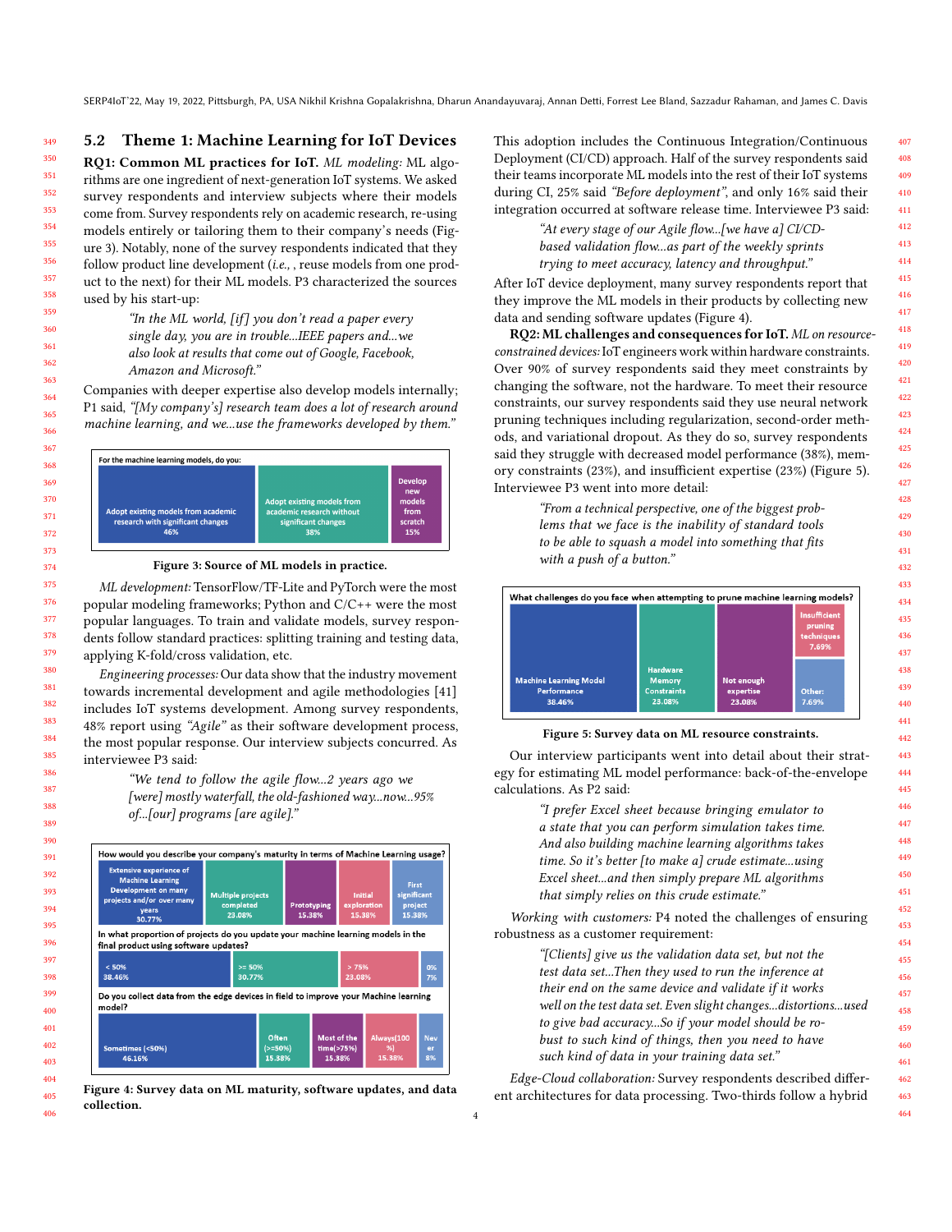## 5.2 Theme 1: Machine Learning for IoT Devices

**RQ1: Common ML practices for IoT.** *ML modeling:* ML algorithms are one ingredient of next-generation IoT systems. We asked survey respondents and interview subjects where their models come from. Survey respondents rely on academic research, re-using models entirely or tailoring them to their company's needs (Figure 3). Notably, none of the survey respondents indicated that they follow product line development (*i.e.,* , reuse models from one product to the next) for their ML models. P3 characterized the sources used by his start-up:

> *"In the ML world, [if] you don't read a paper every single day, you are in trouble...IEEE papers and...we also look at results that come out of Google, Facebook, Amazon and Microsoft."*

Companies with deeper expertise also develop models internally; P1 said, *"[My company's] research team does a lot of research around machine learning, and we...use the frameworks developed by them."*

For the machine learning models, do you:

Adopt existing models from academic research with significant changes 46%

Adopt existing models from academic research without significant changes 38%

Develop new models from scratch 15%

**Figure 3: Source of ML models in practice.**

*ML development:* TensorFlow/TF-Lite and PyTorch were the most popular modeling frameworks; Python and C/C++ were the most popular languages. To train and validate models, survey respondents follow standard practices: splitting training and testing data, applying K-fold/cross validation, etc.

*Engineering processes:* Our data show that the industry movement towards incremental development and agile methodologies [41] includes IoT systems development. Among survey respondents, 48% report using *"Agile"* as their software development process, the most popular response. Our interview subjects concurred. As interviewee P3 said:

> *"We tend to follow the agile flow...2 years ago we [were] mostly waterfall, the old-fashioned way...now...95% of...[our] programs [are agile]."*

How would you describe your company's maturity in terms of Machine Learning usage?

Extensive experience of Machine Learning Development on many projects and/or over many years 30.77%

Multiple projects completed 23.08%

Prototyping 15.38%

Initial exploration 15.38%

First significant project 15.38%

In what proportion of projects do you update your machine learning models in the final product using software updates?

< 50% 38.46%

>= 50% 30.77%

> 75% 23.08%

0% 7%

Do you collect data from the edge devices in field to improve your Machine learning model?

Sometimes (<50%) 46.16%

Often (>=50%) 15.38%

Most of the time(>75%) 15.38%

Always(100%) 15.38%

Never 8%

**Figure 4: Survey data on ML maturity, software updates, and data collection.**

This adoption includes the Continuous Integration/Continuous Deployment (CI/CD) approach. Half of the survey respondents said their teams incorporate ML models into the rest of their IoT systems during CI, 25% said *"Before deployment"*, and only 16% said their integration occurred at software release time. Interviewee P3 said:

> *"At every stage of our Agile flow...[we have a] CI/CD-based validation flow...as part of the weekly sprints trying to meet accuracy, latency and throughput."*

After IoT device deployment, many survey respondents report that they improve the ML models in their products by collecting new data and sending software updates (Figure 4).

**RQ2: ML challenges and consequences for IoT.** *ML on resource-constrained devices:* IoT engineers work within hardware constraints. Over 90% of survey respondents said they meet constraints by changing the software, not the hardware. To meet their resource constraints, our survey respondents said they use neural network pruning techniques including regularization, second-order methods, and variational dropout. As they do so, survey respondents said they struggle with decreased model performance (38%), memory constraints (23%), and insufficient expertise (23%) (Figure 5). Interviewee P3 went into more detail:

> *"From a technical perspective, one of the biggest problems that we face is the inability of standard tools to be able to squash a model into something that fits with a push of a button."*

What challenges do you face when attempting to prune machine learning models?

Machine Learning Model Performance 38.46%

Hardware Memory Constraints 23.08%

Not enough expertise 23.08%

Insufficient pruning techniques 7.69%

Other: 7.69%

**Figure 5: Survey data on ML resource constraints.**

Our interview participants went into detail about their strategy for estimating ML model performance: back-of-the-envelope calculations. As P2 said:

> *"I prefer Excel sheet because bringing emulator to a state that you can perform simulation takes time. And also building machine learning algorithms takes time. So it's better [to make a] crude estimate...using Excel sheet...and then simply prepare ML algorithms that simply relies on this crude estimate."*

*Working with customers:* P4 noted the challenges of ensuring robustness as a customer requirement:

> *"[Clients] give us the validation data set, but not the test data set...Then they used to run the inference at their end on the same device and validate if it works well on the test data set. Even slight changes...distortions...used to give bad accuracy...So if your model should be robust to such kind of things, then you need to have such kind of data in your training data set."*

*Edge-Cloud collaboration:* Survey respondents described different architectures for data processing. Two-thirds follow a hybrid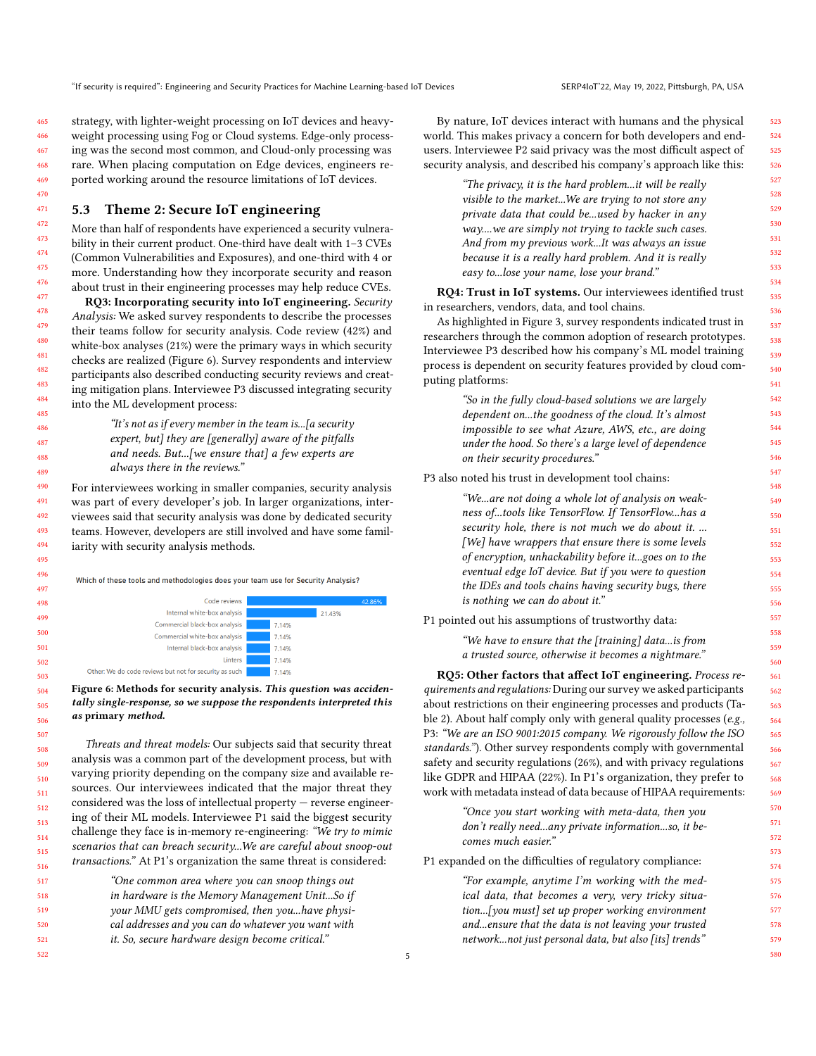strategy, with lighter-weight processing on IoT devices and heavy-weight processing using Fog or Cloud systems. Edge-only processing was the second most common, and Cloud-only processing was rare. When placing computation on Edge devices, engineers reported working around the resource limitations of IoT devices.

## 5.3 Theme 2: Secure IoT engineering

More than half of respondents have experienced a security vulnerability in their current product. One-third have dealt with 1–3 CVEs (Common Vulnerabilities and Exposures), and one-third with 4 or more. Understanding how they incorporate security and reason about trust in their engineering processes may help reduce CVEs.

**RQ3: Incorporating security into IoT engineering.** *Security Analysis:* We asked survey respondents to describe the processes their teams follow for security analysis. Code review (42%) and white-box analyses (21%) were the primary ways in which security checks are realized (Figure 6). Survey respondents and interview participants also described conducting security reviews and creating mitigation plans. Interviewee P3 discussed integrating security into the ML development process:

> *"It's not as if every member in the team is...[a security expert, but] they are [generally] aware of the pitfalls and needs. But...[we ensure that] a few experts are always there in the reviews."*

For interviewees working in smaller companies, security analysis was part of every developer's job. In larger organizations, interviewees said that security analysis was done by dedicated security teams. However, developers are still involved and have some familiarity with security analysis methods.

Which of these tools and methodologies does your team use for Security Analysis?

Code reviews 42.86%
Internal white-box analysis 21.43%
Commercial black-box analysis 7.14%
Commercial white-box analysis 7.14%
Internal black-box analysis 7.14%
Linters 7.14%
Other: We do code reviews but not for security as such 7.14%

**Figure 6: Methods for security analysis.** ***This question was accidentally single-response, so we suppose the respondents interpreted this as* primary *method.***

*Threats and threat models:* Our subjects said that security threat analysis was a common part of the development process, but with varying priority depending on the company size and available resources. Our interviewees indicated that the major threat they considered was the loss of intellectual property — reverse engineering of their ML models. Interviewee P1 said the biggest security challenge they face is in-memory re-engineering: *"We try to mimic scenarios that can breach security...We are careful about snoop-out transactions."* At P1's organization the same threat is considered:

> *"One common area where you can snoop things out in hardware is the Memory Management Unit...So if your MMU gets compromised, then you...have physical addresses and you can do whatever you want with it. So, secure hardware design become critical."*

By nature, IoT devices interact with humans and the physical world. This makes privacy a concern for both developers and end-users. Interviewee P2 said privacy was the most difficult aspect of security analysis, and described his company's approach like this:

> *"The privacy, it is the hard problem...it will be really visible to the market...We are trying to not store any private data that could be...used by hacker in any way....we are simply not trying to tackle such cases. And from my previous work...It was always an issue because it is a really hard problem. And it is really easy to...lose your name, lose your brand."*

**RQ4: Trust in IoT systems.** Our interviewees identified trust in researchers, vendors, data, and tool chains.

As highlighted in Figure 3, survey respondents indicated trust in researchers through the common adoption of research prototypes. Interviewee P3 described how his company's ML model training process is dependent on security features provided by cloud computing platforms:

> *"So in the fully cloud-based solutions we are largely dependent on...the goodness of the cloud. It's almost impossible to see what Azure, AWS, etc., are doing under the hood. So there's a large level of dependence on their security procedures."*

P3 also noted his trust in development tool chains:

> *"We...are not doing a whole lot of analysis on weakness of...tools like TensorFlow. If TensorFlow...has a security hole, there is not much we do about it. ... [We] have wrappers that ensure there is some levels of encryption, unhackability before it...goes on to the eventual edge IoT device. But if you were to question the IDEs and tools chains having security bugs, there is nothing we can do about it."*

P1 pointed out his assumptions of trustworthy data:

> *"We have to ensure that the [training] data...is from a trusted source, otherwise it becomes a nightmare."*

**RQ5: Other factors that affect IoT engineering.** *Process requirements and regulations:* During our survey we asked participants about restrictions on their engineering processes and products (Table 2). About half comply only with general quality processes (*e.g.,* P3: *"We are an ISO 9001:2015 company. We rigorously follow the ISO standards."*). Other survey respondents comply with governmental safety and security regulations (26%), and with privacy regulations like GDPR and HIPAA (22%). In P1's organization, they prefer to work with metadata instead of data because of HIPAA requirements:

> *"Once you start working with meta-data, then you don't really need...any private information...so, it becomes much easier."*

P1 expanded on the difficulties of regulatory compliance:

> *"For example, anytime I'm working with the medical data, that becomes a very, very tricky situation...[you must] set up proper working environment and...ensure that the data is not leaving your trusted network...not just personal data, but also [its] trends"*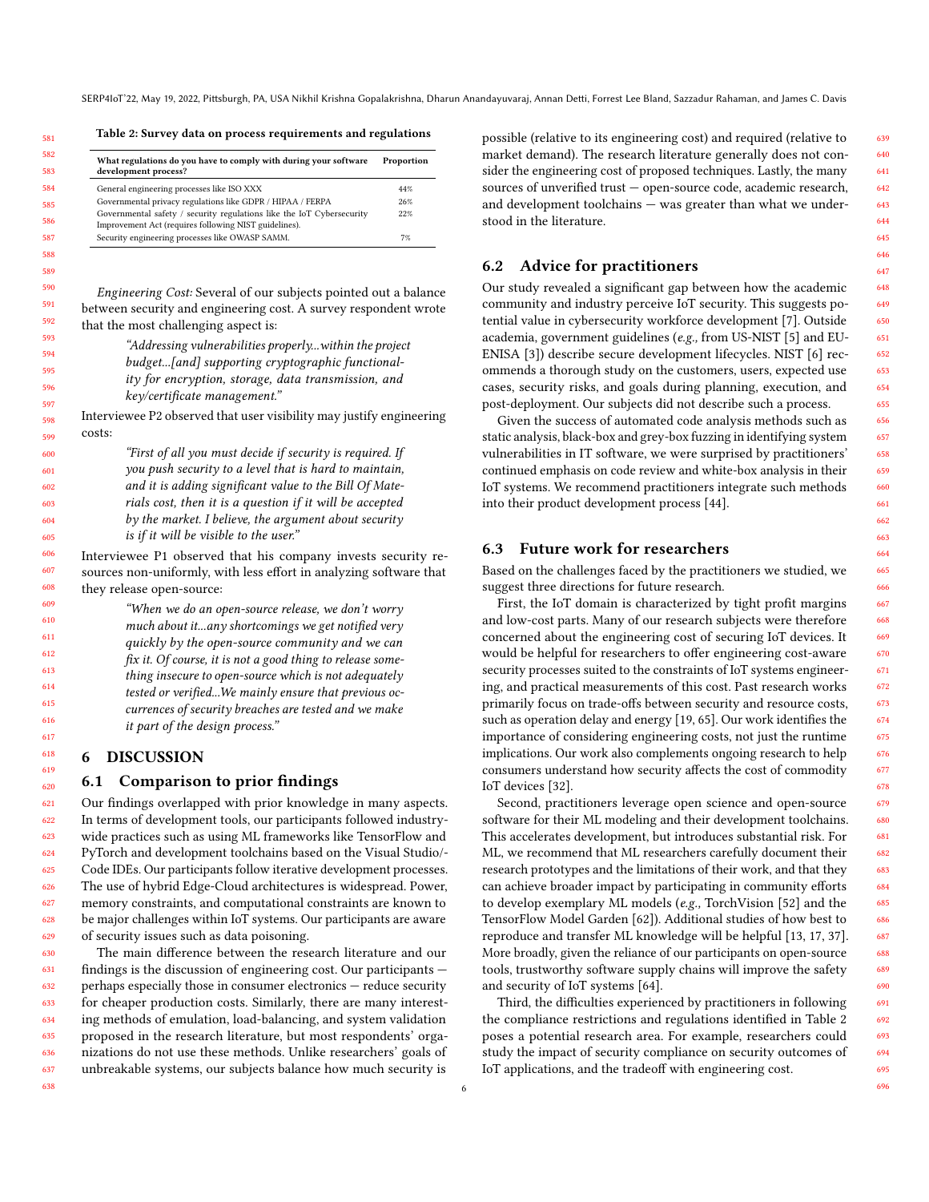Table 2: Survey data on process requirements and regulations

| What regulations do you have to comply with during your software development process? | Proportion |
|---|---|
| General engineering processes like ISO XXX | 44% |
| Governmental privacy regulations like GDPR / HIPAA / FERPA | 26% |
| Governmental safety / security regulations like the IoT Cybersecurity Improvement Act (requires following NIST guidelines). | 22% |
| Security engineering processes like OWASP SAMM. | 7% |

*Engineering Cost:* Several of our subjects pointed out a balance between security and engineering cost. A survey respondent wrote that the most challenging aspect is:

> *"Addressing vulnerabilities properly...within the project budget...[and] supporting cryptographic functionality for encryption, storage, data transmission, and key/certificate management."*

Interviewee P2 observed that user visibility may justify engineering costs:

> *"First of all you must decide if security is required. If you push security to a level that is hard to maintain, and it is adding significant value to the Bill Of Materials cost, then it is a question if it will be accepted by the market. I believe, the argument about security is if it will be visible to the user."*

Interviewee P1 observed that his company invests security resources non-uniformly, with less effort in analyzing software that they release open-source:

> *"When we do an open-source release, we don't worry much about it...any shortcomings we get notified very quickly by the open-source community and we can fix it. Of course, it is not a good thing to release something insecure to open-source which is not adequately tested or verified...We mainly ensure that previous occurrences of security breaches are tested and we make it part of the design process."*

## 6 DISCUSSION

### 6.1 Comparison to prior findings

Our findings overlapped with prior knowledge in many aspects. In terms of development tools, our participants followed industry-wide practices such as using ML frameworks like TensorFlow and PyTorch and development toolchains based on the Visual Studio/-Code IDEs. Our participants follow iterative development processes. The use of hybrid Edge-Cloud architectures is widespread. Power, memory constraints, and computational constraints are known to be major challenges within IoT systems. Our participants are aware of security issues such as data poisoning.

The main difference between the research literature and our findings is the discussion of engineering cost. Our participants — perhaps especially those in consumer electronics — reduce security for cheaper production costs. Similarly, there are many interesting methods of emulation, load-balancing, and system validation proposed in the research literature, but most respondents' organizations do not use these methods. Unlike researchers' goals of unbreakable systems, our subjects balance how much security is possible (relative to its engineering cost) and required (relative to market demand). The research literature generally does not consider the engineering cost of proposed techniques. Lastly, the many sources of unverified trust — open-source code, academic research, and development toolchains — was greater than what we understood in the literature.

### 6.2 Advice for practitioners

Our study revealed a significant gap between how the academic community and industry perceive IoT security. This suggests potential value in cybersecurity workforce development [7]. Outside academia, government guidelines (*e.g.,* from US-NIST [5] and EU-ENISA [3]) describe secure development lifecycles. NIST [6] recommends a thorough study on the customers, users, expected use cases, security risks, and goals during planning, execution, and post-deployment. Our subjects did not describe such a process.

Given the success of automated code analysis methods such as static analysis, black-box and grey-box fuzzing in identifying system vulnerabilities in IT software, we were surprised by practitioners' continued emphasis on code review and white-box analysis in their IoT systems. We recommend practitioners integrate such methods into their product development process [44].

### 6.3 Future work for researchers

Based on the challenges faced by the practitioners we studied, we suggest three directions for future research.

First, the IoT domain is characterized by tight profit margins and low-cost parts. Many of our research subjects were therefore concerned about the engineering cost of securing IoT devices. It would be helpful for researchers to offer engineering cost-aware security processes suited to the constraints of IoT systems engineering, and practical measurements of this cost. Past research works primarily focus on trade-offs between security and resource costs, such as operation delay and energy [19, 65]. Our work identifies the importance of considering engineering costs, not just the runtime implications. Our work also complements ongoing research to help consumers understand how security affects the cost of commodity IoT devices [32].

Second, practitioners leverage open science and open-source software for their ML modeling and their development toolchains. This accelerates development, but introduces substantial risk. For ML, we recommend that ML researchers carefully document their research prototypes and the limitations of their work, and that they can achieve broader impact by participating in community efforts to develop exemplary ML models (*e.g.,* TorchVision [52] and the TensorFlow Model Garden [62]). Additional studies of how best to reproduce and transfer ML knowledge will be helpful [13, 17, 37]. More broadly, given the reliance of our participants on open-source tools, trustworthy software supply chains will improve the safety and security of IoT systems [64].

Third, the difficulties experienced by practitioners in following the compliance restrictions and regulations identified in Table 2 poses a potential research area. For example, researchers could study the impact of security compliance on security outcomes of IoT applications, and the tradeoff with engineering cost.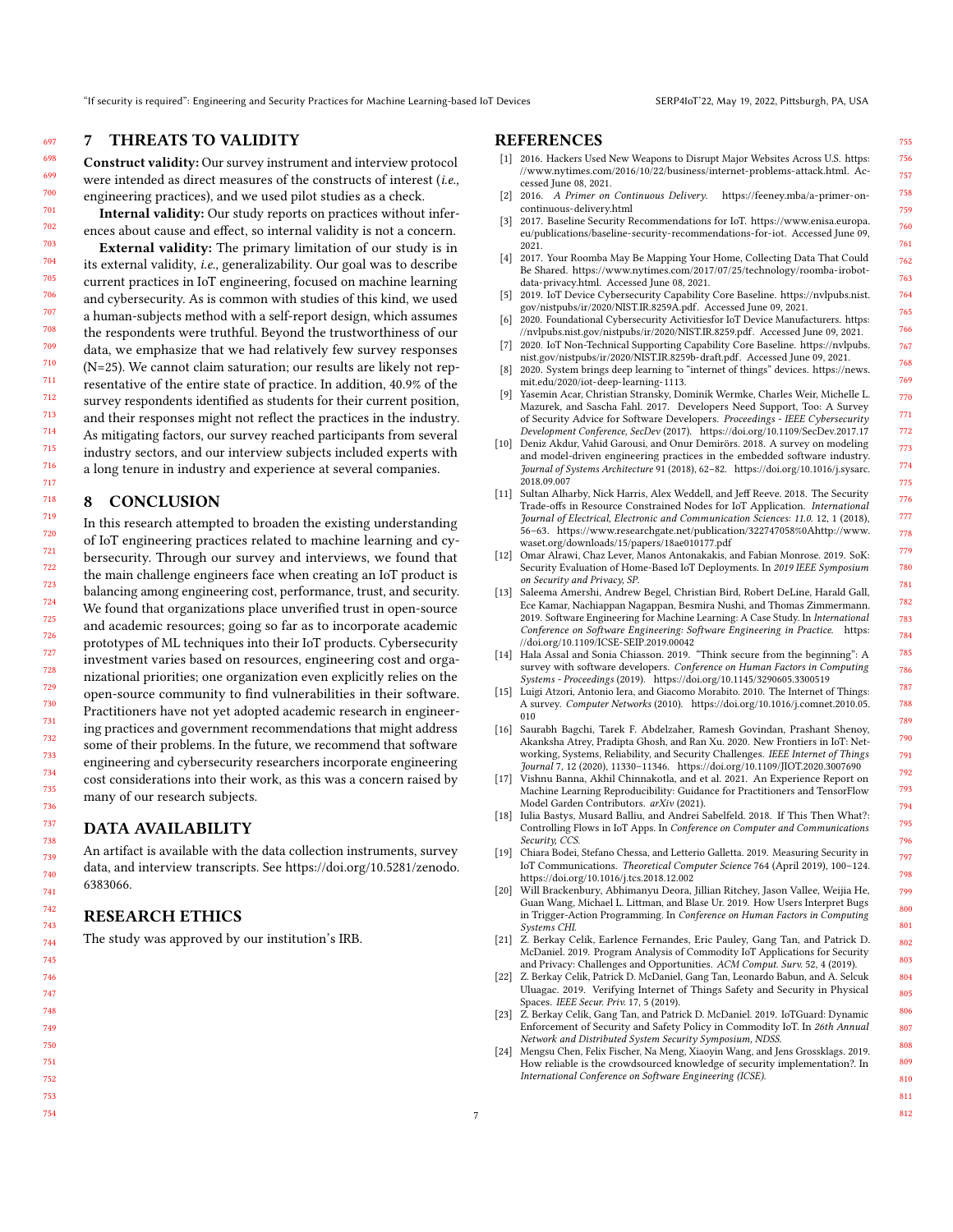## 7 THREATS TO VALIDITY

**Construct validity:** Our survey instrument and interview protocol were intended as direct measures of the constructs of interest (*i.e.,* engineering practices), and we used pilot studies as a check.

**Internal validity:** Our study reports on practices without inferences about cause and effect, so internal validity is not a concern.

**External validity:** The primary limitation of our study is in its external validity, *i.e.,* generalizability. Our goal was to describe current practices in IoT engineering, focused on machine learning and cybersecurity. As is common with studies of this kind, we used a human-subjects method with a self-report design, which assumes the respondents were truthful. Beyond the trustworthiness of our data, we emphasize that we had relatively few survey responses (N=25). We cannot claim saturation; our results are likely not representative of the entire state of practice. In addition, 40.9% of the survey respondents identified as students for their current position, and their responses might not reflect the practices in the industry. As mitigating factors, our survey reached participants from several industry sectors, and our interview subjects included experts with a long tenure in industry and experience at several companies.

## 8 CONCLUSION

In this research attempted to broaden the existing understanding of IoT engineering practices related to machine learning and cybersecurity. Through our survey and interviews, we found that the main challenge engineers face when creating an IoT product is balancing among engineering cost, performance, trust, and security. We found that organizations place unverified trust in open-source and academic resources; going so far as to incorporate academic prototypes of ML techniques into their IoT products. Cybersecurity investment varies based on resources, engineering cost and organizational priorities; one organization even explicitly relies on the open-source community to find vulnerabilities in their software. Practitioners have not yet adopted academic research in engineering practices and government recommendations that might address some of their problems. In the future, we recommend that software engineering and cybersecurity researchers incorporate engineering cost considerations into their work, as this was a concern raised by many of our research subjects.

## DATA AVAILABILITY

An artifact is available with the data collection instruments, survey data, and interview transcripts. See https://doi.org/10.5281/zenodo.6383066.

## RESEARCH ETHICS

The study was approved by our institution's IRB.

## REFERENCES

[1] 2016. Hackers Used New Weapons to Disrupt Major Websites Across U.S. https://www.nytimes.com/2016/10/22/business/internet-problems-attack.html. Accessed June 08, 2021.

[2] 2016. *A Primer on Continuous Delivery.* https://feeney.mba/a-primer-on-continuous-delivery.html

[3] 2017. Baseline Security Recommendations for IoT. https://www.enisa.europa.eu/publications/baseline-security-recommendations-for-iot. Accessed June 09, 2021.

[4] 2017. Your Roomba May Be Mapping Your Home, Collecting Data That Could Be Shared. https://www.nytimes.com/2017/07/25/technology/roomba-irobot-data-privacy.html. Accessed June 08, 2021.

[5] 2019. IoT Device Cybersecurity Capability Core Baseline. https://nvlpubs.nist.gov/nistpubs/ir/2020/NIST.IR.8259A.pdf. Accessed June 09, 2021.

[6] 2020. Foundational Cybersecurity Activitiesfor IoT Device Manufacturers. https://nvlpubs.nist.gov/nistpubs/ir/2020/NIST.IR.8259.pdf. Accessed June 09, 2021.

[7] 2020. IoT Non-Technical Supporting Capability Core Baseline. https://nvlpubs.nist.gov/nistpubs/ir/2020/NIST.IR.8259b-draft.pdf. Accessed June 09, 2021.

[8] 2020. System brings deep learning to "internet of things" devices. https://news.mit.edu/2020/iot-deep-learning-1113.

[9] Yasemin Acar, Christian Stransky, Dominik Wermke, Charles Weir, Michelle L. Mazurek, and Sascha Fahl. 2017. Developers Need Support, Too: A Survey of Security Advice for Software Developers. *Proceedings - IEEE Cybersecurity Development Conference, SecDev* (2017). https://doi.org/10.1109/SecDev.2017.17

[10] Deniz Akdur, Vahid Garousi, and Onur Demirörs. 2018. A survey on modeling and model-driven engineering practices in the embedded software industry. *Journal of Systems Architecture* 91 (2018), 62–82. https://doi.org/10.1016/j.sysarc.2018.09.007

[11] Sultan Alharby, Nick Harris, Alex Weddell, and Jeff Reeve. 2018. The Security Trade-offs in Resource Constrained Nodes for IoT Application. *International Journal of Electrical, Electronic and Communication Sciences: 11.0.* 12, 1 (2018), 56–63. https://www.researchgate.net/publication/322747058%0Ahttp://www.waset.org/downloads/15/papers/18ae010177.pdf

[12] Omar Alrawi, Chaz Lever, Manos Antonakakis, and Fabian Monrose. 2019. SoK: Security Evaluation of Home-Based IoT Deployments. In *2019 IEEE Symposium on Security and Privacy, SP.*

[13] Saleema Amershi, Andrew Begel, Christian Bird, Robert DeLine, Harald Gall, Ece Kamar, Nachiappan Nagappan, Besmira Nushi, and Thomas Zimmermann. 2019. Software Engineering for Machine Learning: A Case Study. In *International Conference on Software Engineering: Software Engineering in Practice.* https://doi.org/10.1109/ICSE-SEIP.2019.00042

[14] Hala Assal and Sonia Chiasson. 2019. "Think secure from the beginning": A survey with software developers. *Conference on Human Factors in Computing Systems - Proceedings* (2019). https://doi.org/10.1145/3290605.3300519

[15] Luigi Atzori, Antonio Iera, and Giacomo Morabito. 2010. The Internet of Things: A survey. *Computer Networks* (2010). https://doi.org/10.1016/j.comnet.2010.05.010

[16] Saurabh Bagchi, Tarek F. Abdelzaher, Ramesh Govindan, Prashant Shenoy, Akanksha Atrey, Pradipta Ghosh, and Ran Xu. 2020. New Frontiers in IoT: Networking, Systems, Reliability, and Security Challenges. *IEEE Internet of Things Journal* 7, 12 (2020), 11330–11346. https://doi.org/10.1109/JIOT.2020.3007690

[17] Vishnu Banna, Akhil Chinnakotla, and et al. 2021. An Experience Report on Machine Learning Reproducibility: Guidance for Practitioners and TensorFlow Model Garden Contributors. *arXiv* (2021).

[18] Iulia Bastys, Musard Balliu, and Andrei Sabelfeld. 2018. If This Then What?: Controlling Flows in IoT Apps. In *Conference on Computer and Communications Security, CCS.*

[19] Chiara Bodei, Stefano Chessa, and Letterio Galletta. 2019. Measuring Security in IoT Communications. *Theoretical Computer Science* 764 (April 2019), 100–124. https://doi.org/10.1016/j.tcs.2018.12.002

[20] Will Brackenbury, Abhimanyu Deora, Jillian Ritchey, Jason Vallee, Weijia He, Guan Wang, Michael L. Littman, and Blase Ur. 2019. How Users Interpret Bugs in Trigger-Action Programming. In *Conference on Human Factors in Computing Systems CHI.*

[21] Z. Berkay Celik, Earlence Fernandes, Eric Pauley, Gang Tan, and Patrick D. McDaniel. 2019. Program Analysis of Commodity IoT Applications for Security and Privacy: Challenges and Opportunities. *ACM Comput. Surv.* 52, 4 (2019).

[22] Z. Berkay Celik, Patrick D. McDaniel, Gang Tan, Leonardo Babun, and A. Selcuk Uluagac. 2019. Verifying Internet of Things Safety and Security in Physical Spaces. *IEEE Secur. Priv.* 17, 5 (2019).

[23] Z. Berkay Celik, Gang Tan, and Patrick D. McDaniel. 2019. IoTGuard: Dynamic Enforcement of Security and Safety Policy in Commodity IoT. In *26th Annual Network and Distributed System Security Symposium, NDSS.*

[24] Mengsu Chen, Felix Fischer, Na Meng, Xiaoyin Wang, and Jens Grossklags. 2019. How reliable is the crowdsourced knowledge of security implementation?. In *International Conference on Software Engineering (ICSE).*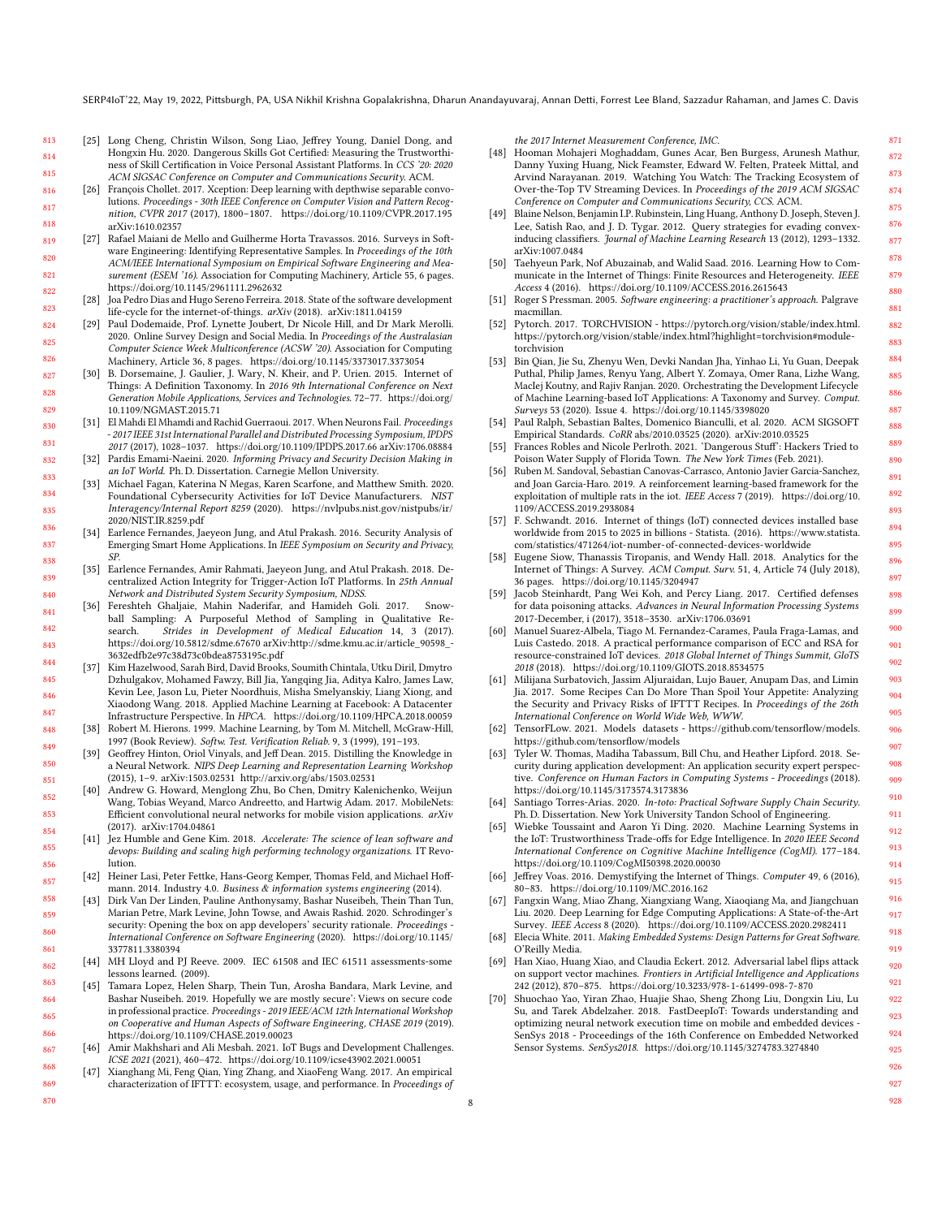[25] Long Cheng, Christin Wilson, Song Liao, Jeffrey Young, Daniel Dong, and Hongxin Hu. 2020. Dangerous Skills Got Certified: Measuring the Trustworthiness of Skill Certification in Voice Personal Assistant Platforms. In *CCS '20: 2020 ACM SIGSAC Conference on Computer and Communications Security*. ACM.

[26] François Chollet. 2017. Xception: Deep learning with depthwise separable convolutions. *Proceedings - 30th IEEE Conference on Computer Vision and Pattern Recognition, CVPR 2017* (2017), 1800–1807. https://doi.org/10.1109/CVPR.2017.195 arXiv:1610.02357

[27] Rafael Maiani de Mello and Guilherme Horta Travassos. 2016. Surveys in Software Engineering: Identifying Representative Samples. In *Proceedings of the 10th ACM/IEEE International Symposium on Empirical Software Engineering and Measurement (ESEM '16)*. Association for Computing Machinery, Article 55, 6 pages. https://doi.org/10.1145/2961111.2962632

[28] Joa Pedro Dias and Hugo Sereno Ferreira. 2018. State of the software development life-cycle for the internet-of-things. *arXiv* (2018). arXiv:1811.04159

[29] Paul Dodemaide, Prof. Lynette Joubert, Dr Nicole Hill, and Dr Mark Merolli. 2020. Online Survey Design and Social Media. In *Proceedings of the Australasian Computer Science Week Multiconference (ACSW '20)*. Association for Computing Machinery, Article 36, 8 pages. https://doi.org/10.1145/3373017.3373054

[30] B. Dorsemaine, J. Gaulier, J. Wary, N. Kheir, and P. Urien. 2015. Internet of Things: A Definition Taxonomy. In *2016 9th International Conference on Next Generation Mobile Applications, Services and Technologies*. 72–77. https://doi.org/10.1109/NGMAST.2015.71

[31] El Mahdi El Mhamdi and Rachid Guerraoui. 2017. When Neurons Fail. *Proceedings - 2017 IEEE 31st International Parallel and Distributed Processing Symposium, IPDPS 2017* (2017), 1028–1037. https://doi.org/10.1109/IPDPS.2017.66 arXiv:1706.08884

[32] Pardis Emami-Naeini. 2020. *Informing Privacy and Security Decision Making in an IoT World*. Ph. D. Dissertation. Carnegie Mellon University.

[33] Michael Fagan, Katerina N Megas, Karen Scarfone, and Matthew Smith. 2020. Foundational Cybersecurity Activities for IoT Device Manufacturers. *NIST Interagency/Internal Report 8259* (2020). https://nvlpubs.nist.gov/nistpubs/ir/2020/NIST.IR.8259.pdf

[34] Earlence Fernandes, Jaeyeon Jung, and Atul Prakash. 2016. Security Analysis of Emerging Smart Home Applications. In *IEEE Symposium on Security and Privacy, SP*.

[35] Earlence Fernandes, Amir Rahmati, Jaeyeon Jung, and Atul Prakash. 2018. Decentralized Action Integrity for Trigger-Action IoT Platforms. In *25th Annual Network and Distributed System Security Symposium, NDSS*.

[36] Fereshteh Ghaljaie, Mahin Naderifar, and Hamideh Goli. 2017. Snowball Sampling: A Purposeful Method of Sampling in Qualitative Research. *Strides in Development of Medical Education* 14, 3 (2017). https://doi.org/10.5812/sdme.67670 arXiv:http://sdme.kmu.ac.ir/article_90598_-3632edfb2e97c38d73c0bdea8753195c.pdf

[37] Kim Hazelwood, Sarah Bird, David Brooks, Soumith Chintala, Utku Diril, Dmytro Dzhulgakov, Mohamed Fawzy, Bill Jia, Yangqing Jia, Aditya Kalro, James Law, Kevin Lee, Jason Lu, Pieter Noordhuis, Misha Smelyanskiy, Liang Xiong, and Xiaodong Wang. 2018. Applied Machine Learning at Facebook: A Datacenter Infrastructure Perspective. In *HPCA*. https://doi.org/10.1109/HPCA.2018.00059

[38] Robert M. Hierons. 1999. Machine Learning, by Tom M. Mitchell, McGraw-Hill, 1997 (Book Review). *Softw. Test. Verification Reliab.* 9, 3 (1999), 191–193.

[39] Geoffrey Hinton, Oriol Vinyals, and Jeff Dean. 2015. Distilling the Knowledge in a Neural Network. *NIPS Deep Learning and Representation Learning Workshop* (2015), 1–9. arXiv:1503.02531 http://arxiv.org/abs/1503.02531

[40] Andrew G. Howard, Menglong Zhu, Bo Chen, Dmitry Kalenichenko, Weijun Wang, Tobias Weyand, Marco Andreetto, and Hartwig Adam. 2017. MobileNets: Efficient convolutional neural networks for mobile vision applications. *arXiv* (2017). arXiv:1704.04861

[41] Jez Humble and Gene Kim. 2018. *Accelerate: The science of lean software and devops: Building and scaling high performing technology organizations*. IT Revolution.

[42] Heiner Lasi, Peter Fettke, Hans-Georg Kemper, Thomas Feld, and Michael Hoffmann. 2014. Industry 4.0. *Business & information systems engineering* (2014).

[43] Dirk Van Der Linden, Pauline Anthonysamy, Bashar Nuseibeh, Thein Than Tun, Marian Petre, Mark Levine, John Towse, and Awais Rashid. 2020. Schrodinger's security: Opening the box on app developers' security rationale. *Proceedings - International Conference on Software Engineering* (2020). https://doi.org/10.1145/3377811.3380394

[44] MH Lloyd and PJ Reeve. 2009. IEC 61508 and IEC 61511 assessments-some lessons learned. (2009).

[45] Tamara Lopez, Helen Sharp, Thein Tun, Arosha Bandara, Mark Levine, and Bashar Nuseibeh. 2019. Hopefully we are mostly secure': Views on secure code in professional practice. *Proceedings - 2019 IEEE/ACM 12th International Workshop on Cooperative and Human Aspects of Software Engineering, CHASE 2019* (2019). https://doi.org/10.1109/CHASE.2019.00023

[46] Amir Makhshari and Ali Mesbah. 2021. IoT Bugs and Development Challenges. *ICSE 2021* (2021), 460–472. https://doi.org/10.1109/icse43902.2021.00051

[47] Xianghang Mi, Feng Qian, Ying Zhang, and XiaoFeng Wang. 2017. An empirical characterization of IFTTT: ecosystem, usage, and performance. In *Proceedings of the 2017 Internet Measurement Conference, IMC*.

[48] Hooman Mohajeri Moghaddam, Gunes Acar, Ben Burgess, Arunesh Mathur, Danny Yuxing Huang, Nick Feamster, Edward W. Felten, Prateek Mittal, and Arvind Narayanan. 2019. Watching You Watch: The Tracking Ecosystem of Over-the-Top TV Streaming Devices. In *Proceedings of the 2019 ACM SIGSAC Conference on Computer and Communications Security, CCS*. ACM.

[49] Blaine Nelson, Benjamin I.P. Rubinstein, Ling Huang, Anthony D. Joseph, Steven J. Lee, Satish Rao, and J. D. Tygar. 2012. Query strategies for evading convex-inducing classifiers. *Journal of Machine Learning Research* 13 (2012), 1293–1332. arXiv:1007.0484

[50] Taehyeun Park, Nof Abuzainab, and Walid Saad. 2016. Learning How to Communicate in the Internet of Things: Finite Resources and Heterogeneity. *IEEE Access* 4 (2016). https://doi.org/10.1109/ACCESS.2016.2615643

[51] Roger S Pressman. 2005. *Software engineering: a practitioner's approach*. Palgrave macmillan.

[52] Pytorch. 2017. TORCHVISION - https://pytorch.org/vision/stable/index.html. https://pytorch.org/vision/stable/index.html?highlight=torchvision#module-torchvision

[53] Bin Qian, Jie Su, Zhenyu Wen, Devki Nandan Jha, Yinhao Li, Yu Guan, Deepak Puthal, Philip James, Renyu Yang, Albert Y. Zomaya, Omer Rana, Lizhe Wang, Maciej Koutny, and Rajiv Ranjan. 2020. Orchestrating the Development Lifecycle of Machine Learning-based IoT Applications: A Taxonomy and Survey. *Comput. Surveys* 53 (2020). Issue 4. https://doi.org/10.1145/3398020

[54] Paul Ralph, Sebastian Baltes, Domenico Bianculli, et al. 2020. ACM SIGSOFT Empirical Standards. *CoRR* abs/2010.03525 (2020). arXiv:2010.03525

[55] Frances Robles and Nicole Perlroth. 2021. 'Dangerous Stuff': Hackers Tried to Poison Water Supply of Florida Town. *The New York Times* (Feb. 2021).

[56] Ruben M. Sandoval, Sebastian Canovas-Carrasco, Antonio Javier Garcia-Sanchez, and Joan Garcia-Haro. 2019. A reinforcement learning-based framework for the exploitation of multiple rats in the iot. *IEEE Access* 7 (2019). https://doi.org/10.1109/ACCESS.2019.2938084

[57] F. Schwandt. 2016. Internet of things (IoT) connected devices installed base worldwide from 2015 to 2025 in billions - Statista. (2016). https://www.statista.com/statistics/471264/iot-number-of-connected-devices-worldwide

[58] Eugene Siow, Thanassis Tiropanis, and Wendy Hall. 2018. Analytics for the Internet of Things: A Survey. *ACM Comput. Surv.* 51, 4, Article 74 (July 2018), 36 pages. https://doi.org/10.1145/3204947

[59] Jacob Steinhardt, Pang Wei Koh, and Percy Liang. 2017. Certified defenses for data poisoning attacks. *Advances in Neural Information Processing Systems* 2017-December, i (2017), 3518–3530. arXiv:1706.03691

[60] Manuel Suarez-Albela, Tiago M. Fernandez-Carames, Paula Fraga-Lamas, and Luis Castedo. 2018. A practical performance comparison of ECC and RSA for resource-constrained IoT devices. *2018 Global Internet of Things Summit, GIoTS 2018* (2018). https://doi.org/10.1109/GIOTS.2018.8534575

[61] Milijana Surbatovich, Jassim Aljuraidan, Lujo Bauer, Anupam Das, and Limin Jia. 2017. Some Recipes Can Do More Than Spoil Your Appetite: Analyzing the Security and Privacy Risks of IFTTT Recipes. In *Proceedings of the 26th International Conference on World Wide Web, WWW*.

[62] TensorFLow. 2021. Models datasets - https://github.com/tensorflow/models. https://github.com/tensorflow/models

[63] Tyler W. Thomas, Madiha Tabassum, Bill Chu, and Heather Lipford. 2018. Security during application development: An application security expert perspective. *Conference on Human Factors in Computing Systems - Proceedings* (2018). https://doi.org/10.1145/3173574.3173836

[64] Santiago Torres-Arias. 2020. *In-toto: Practical Software Supply Chain Security*. Ph. D. Dissertation. New York University Tandon School of Engineering.

[65] Wiebke Toussaint and Aaron Yi Ding. 2020. Machine Learning Systems in the IoT: Trustworthiness Trade-offs for Edge Intelligence. In *2020 IEEE Second International Conference on Cognitive Machine Intelligence (CogMI)*. 177–184. https://doi.org/10.1109/CogMI50398.2020.00030

[66] Jeffrey Voas. 2016. Demystifying the Internet of Things. *Computer* 49, 6 (2016), 80–83. https://doi.org/10.1109/MC.2016.162

[67] Fangxin Wang, Miao Zhang, Xiangxiang Wang, Xiaoqiang Ma, and Jiangchuan Liu. 2020. Deep Learning for Edge Computing Applications: A State-of-the-Art Survey. *IEEE Access* 8 (2020). https://doi.org/10.1109/ACCESS.2020.2982411

[68] Elecia White. 2011. *Making Embedded Systems: Design Patterns for Great Software*. O'Reilly Media.

[69] Han Xiao, Huang Xiao, and Claudia Eckert. 2012. Adversarial label flips attack on support vector machines. *Frontiers in Artificial Intelligence and Applications* 242 (2012), 870–875. https://doi.org/10.3233/978-1-61499-098-7-870

[70] Shuochao Yao, Yiran Zhao, Huajie Shao, Sheng Zhong Liu, Dongxin Liu, Lu Su, and Tarek Abdelzaher. 2018. FastDeepIoT: Towards understanding and optimizing neural network execution time on mobile and embedded devices - SenSys 2018 - Proceedings of the 16th Conference on Embedded Networked Sensor Systems. *SenSys2018*. https://doi.org/10.1145/3274783.3274840